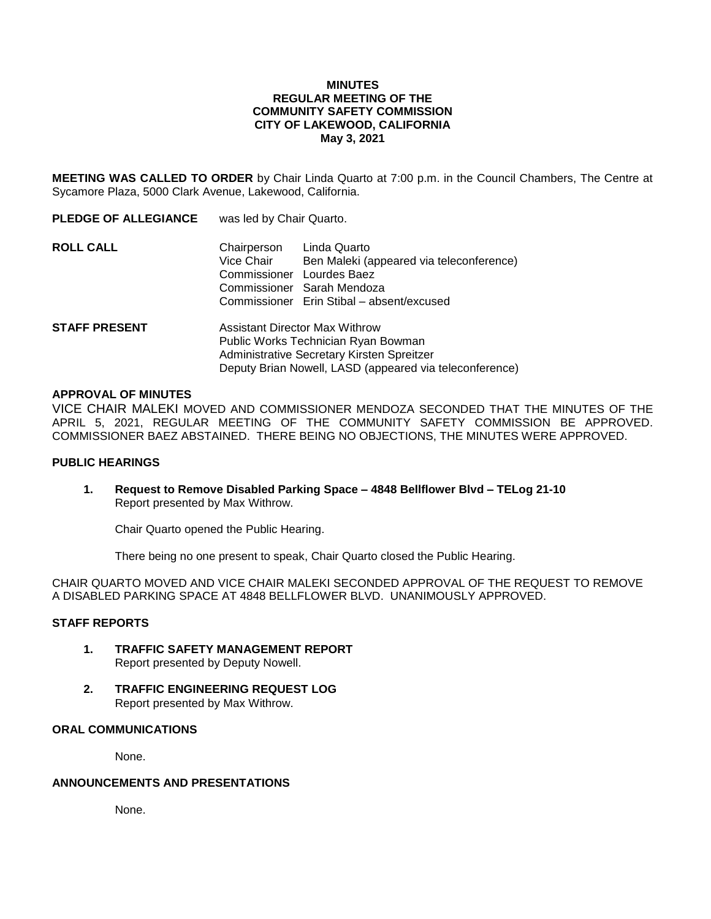**MINUTES**
**REGULAR MEETING OF THE**
**COMMUNITY SAFETY COMMISSION**
**CITY OF LAKEWOOD, CALIFORNIA**
**May 3, 2021**

**MEETING WAS CALLED TO ORDER** by Chair Linda Quarto at 7:00 p.m. in the Council Chambers, The Centre at Sycamore Plaza, 5000 Clark Avenue, Lakewood, California.

**PLEDGE OF ALLEGIANCE** was led by Chair Quarto.

**ROLL CALL**

Chairperson Linda Quarto
Vice Chair Ben Maleki (appeared via teleconference)
Commissioner Lourdes Baez
Commissioner Sarah Mendoza
Commissioner Erin Stibal – absent/excused

**STAFF PRESENT**

Assistant Director Max Withrow
Public Works Technician Ryan Bowman
Administrative Secretary Kirsten Spreitzer
Deputy Brian Nowell, LASD (appeared via teleconference)

**APPROVAL OF MINUTES**

VICE CHAIR MALEKI MOVED AND COMMISSIONER MENDOZA SECONDED THAT THE MINUTES OF THE APRIL 5, 2021, REGULAR MEETING OF THE COMMUNITY SAFETY COMMISSION BE APPROVED. COMMISSIONER BAEZ ABSTAINED. THERE BEING NO OBJECTIONS, THE MINUTES WERE APPROVED.

**PUBLIC HEARINGS**

1. **Request to Remove Disabled Parking Space – 4848 Bellflower Blvd – TELog 21-10**
   Report presented by Max Withrow.

   Chair Quarto opened the Public Hearing.

   There being no one present to speak, Chair Quarto closed the Public Hearing.

CHAIR QUARTO MOVED AND VICE CHAIR MALEKI SECONDED APPROVAL OF THE REQUEST TO REMOVE A DISABLED PARKING SPACE AT 4848 BELLFLOWER BLVD. UNANIMOUSLY APPROVED.

**STAFF REPORTS**

1. **TRAFFIC SAFETY MANAGEMENT REPORT**
   Report presented by Deputy Nowell.

2. **TRAFFIC ENGINEERING REQUEST LOG**
   Report presented by Max Withrow.

**ORAL COMMUNICATIONS**

None.

**ANNOUNCEMENTS AND PRESENTATIONS**

None.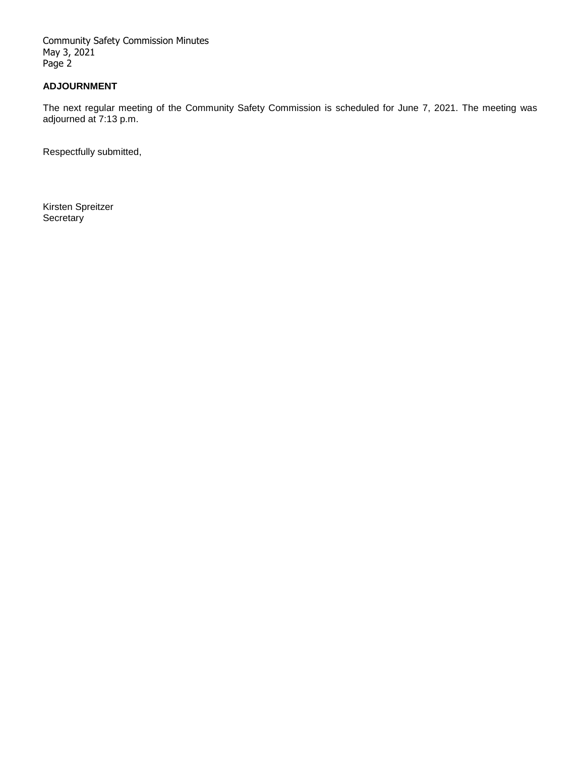## ADJOURNMENT

The next regular meeting of the Community Safety Commission is scheduled for June 7, 2021. The meeting was adjourned at 7:13 p.m.

Respectfully submitted,

Kirsten Spreitzer
Secretary